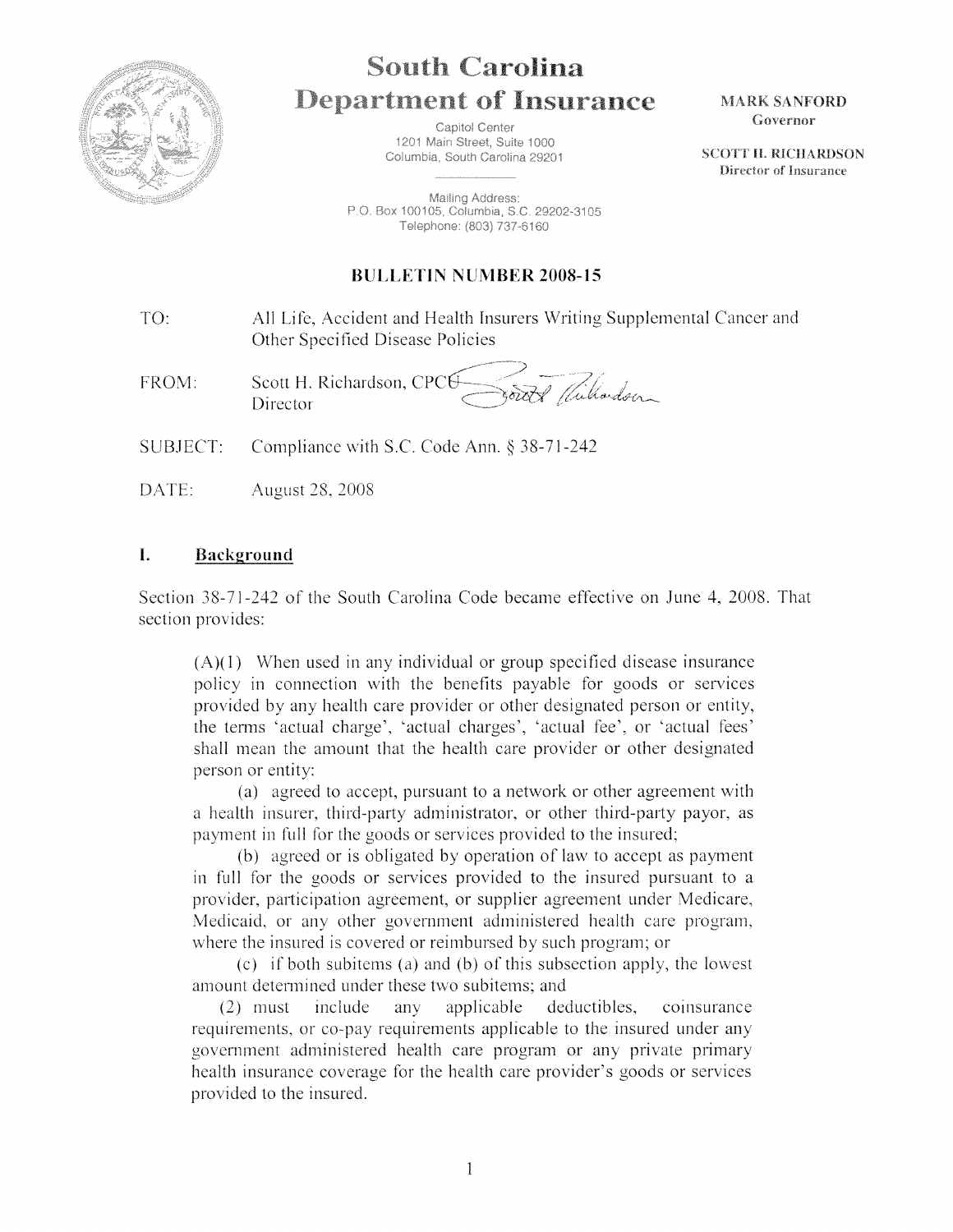# South Carolina Department of Insurance

Capitol Center
1201 Main Street, Suite 1000
Columbia, South Carolina 29201

Mailing Address:
P.O. Box 100105, Columbia, S.C. 29202-3105
Telephone: (803) 737-6160

**MARK SANFORD**
Governor

**SCOTT H. RICHARDSON**
Director of Insurance

## BULLETIN NUMBER 2008-15

TO: All Life, Accident and Health Insurers Writing Supplemental Cancer and Other Specified Disease Policies

FROM: Scott H. Richardson, CPCU
Director

SUBJECT: Compliance with S.C. Code Ann. § 38-71-242

DATE: August 28, 2008

## I. Background

Section 38-71-242 of the South Carolina Code became effective on June 4, 2008. That section provides:

> (A)(1) When used in any individual or group specified disease insurance policy in connection with the benefits payable for goods or services provided by any health care provider or other designated person or entity, the terms 'actual charge', 'actual charges', 'actual fee', or 'actual fees' shall mean the amount that the health care provider or other designated person or entity:
>
> (a) agreed to accept, pursuant to a network or other agreement with a health insurer, third-party administrator, or other third-party payor, as payment in full for the goods or services provided to the insured;
>
> (b) agreed or is obligated by operation of law to accept as payment in full for the goods or services provided to the insured pursuant to a provider, participation agreement, or supplier agreement under Medicare, Medicaid, or any other government administered health care program, where the insured is covered or reimbursed by such program; or
>
> (c) if both subitems (a) and (b) of this subsection apply, the lowest amount determined under these two subitems; and
>
> (2) must include any applicable deductibles, coinsurance requirements, or co-pay requirements applicable to the insured under any government administered health care program or any private primary health insurance coverage for the health care provider's goods or services provided to the insured.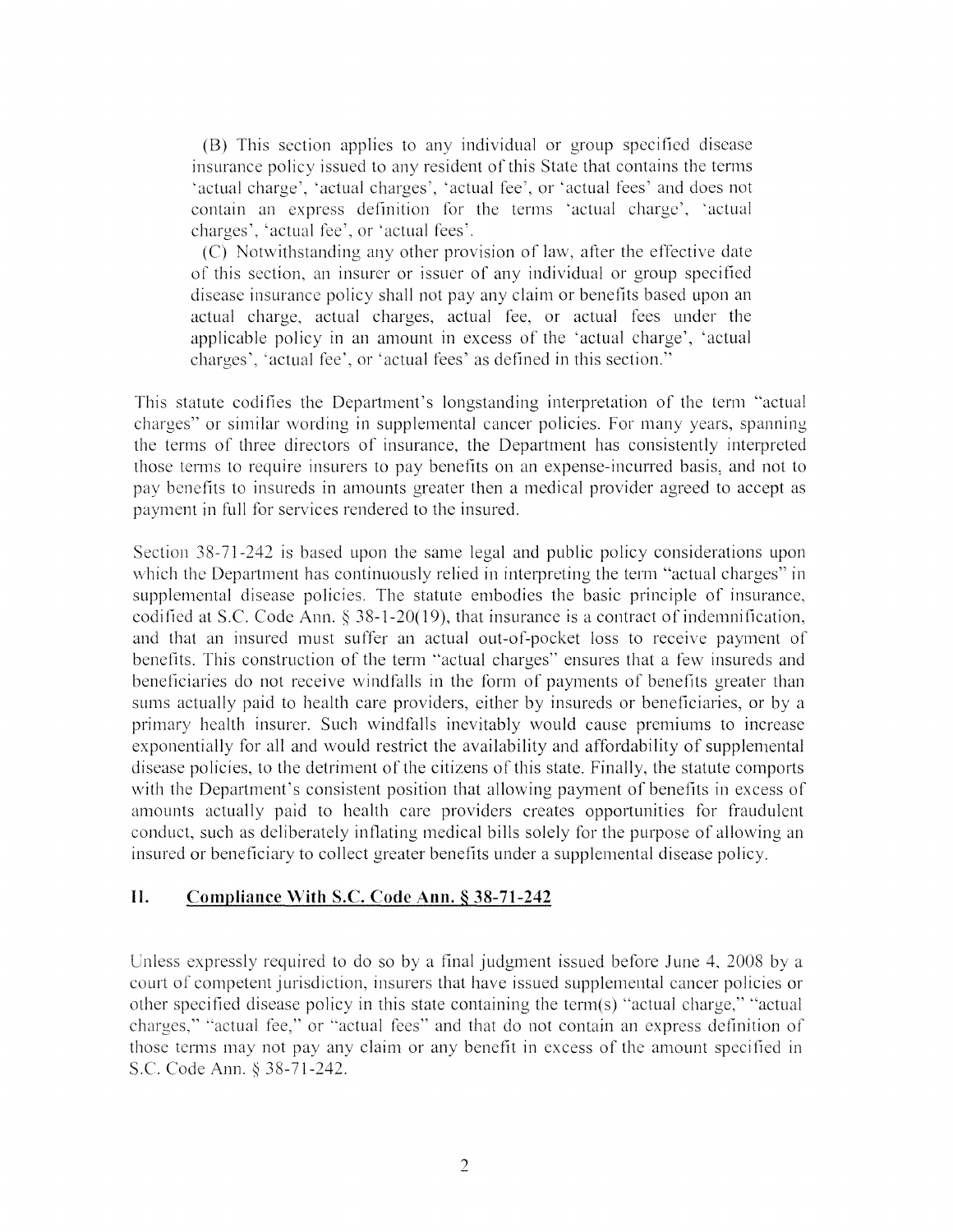(B) This section applies to any individual or group specified disease insurance policy issued to any resident of this State that contains the terms 'actual charge', 'actual charges', 'actual fee', or 'actual fees' and does not contain an express definition for the terms 'actual charge', 'actual charges', 'actual fee', or 'actual fees'.

(C) Notwithstanding any other provision of law, after the effective date of this section, an insurer or issuer of any individual or group specified disease insurance policy shall not pay any claim or benefits based upon an actual charge, actual charges, actual fee, or actual fees under the applicable policy in an amount in excess of the 'actual charge', 'actual charges', 'actual fee', or 'actual fees' as defined in this section."

This statute codifies the Department's longstanding interpretation of the term "actual charges" or similar wording in supplemental cancer policies. For many years, spanning the terms of three directors of insurance, the Department has consistently interpreted those terms to require insurers to pay benefits on an expense-incurred basis, and not to pay benefits to insureds in amounts greater then a medical provider agreed to accept as payment in full for services rendered to the insured.

Section 38-71-242 is based upon the same legal and public policy considerations upon which the Department has continuously relied in interpreting the term "actual charges" in supplemental disease policies. The statute embodies the basic principle of insurance, codified at S.C. Code Ann. § 38-1-20(19), that insurance is a contract of indemnification, and that an insured must suffer an actual out-of-pocket loss to receive payment of benefits. This construction of the term "actual charges" ensures that a few insureds and beneficiaries do not receive windfalls in the form of payments of benefits greater than sums actually paid to health care providers, either by insureds or beneficiaries, or by a primary health insurer. Such windfalls inevitably would cause premiums to increase exponentially for all and would restrict the availability and affordability of supplemental disease policies, to the detriment of the citizens of this state. Finally, the statute comports with the Department's consistent position that allowing payment of benefits in excess of amounts actually paid to health care providers creates opportunities for fraudulent conduct, such as deliberately inflating medical bills solely for the purpose of allowing an insured or beneficiary to collect greater benefits under a supplemental disease policy.

## II. Compliance With S.C. Code Ann. § 38-71-242

Unless expressly required to do so by a final judgment issued before June 4, 2008 by a court of competent jurisdiction, insurers that have issued supplemental cancer policies or other specified disease policy in this state containing the term(s) "actual charge," "actual charges," "actual fee," or "actual fees" and that do not contain an express definition of those terms may not pay any claim or any benefit in excess of the amount specified in S.C. Code Ann. § 38-71-242.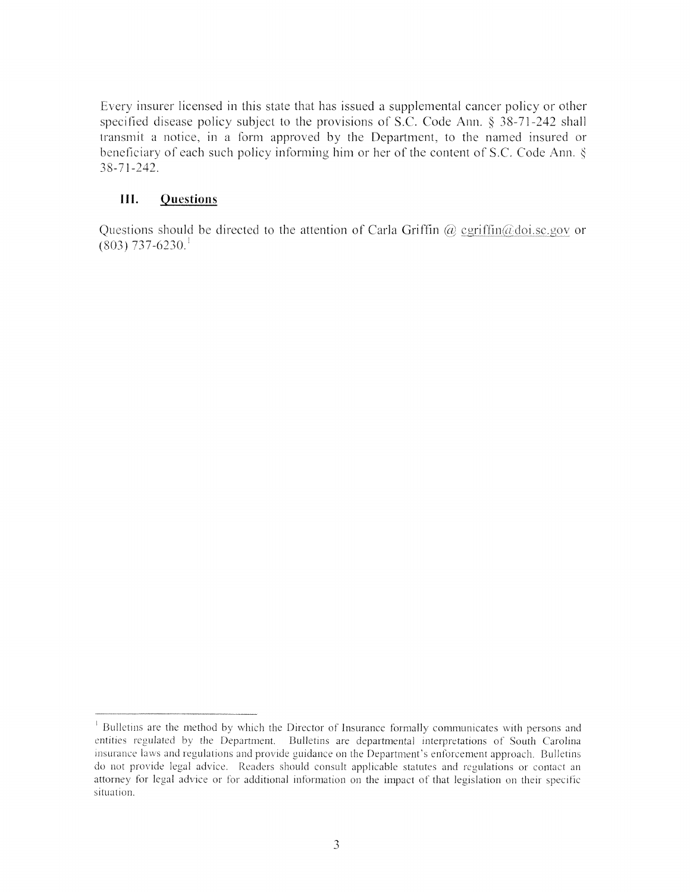Every insurer licensed in this state that has issued a supplemental cancer policy or other specified disease policy subject to the provisions of S.C. Code Ann. § 38-71-242 shall transmit a notice, in a form approved by the Department, to the named insured or beneficiary of each such policy informing him or her of the content of S.C. Code Ann. § 38-71-242.

## III. Questions

Questions should be directed to the attention of Carla Griffin @ cgriffin@doi.sc.gov or (803) 737-6230.[1]

---

[1] Bulletins are the method by which the Director of Insurance formally communicates with persons and entities regulated by the Department. Bulletins are departmental interpretations of South Carolina insurance laws and regulations and provide guidance on the Department's enforcement approach. Bulletins do not provide legal advice. Readers should consult applicable statutes and regulations or contact an attorney for legal advice or for additional information on the impact of that legislation on their specific situation.